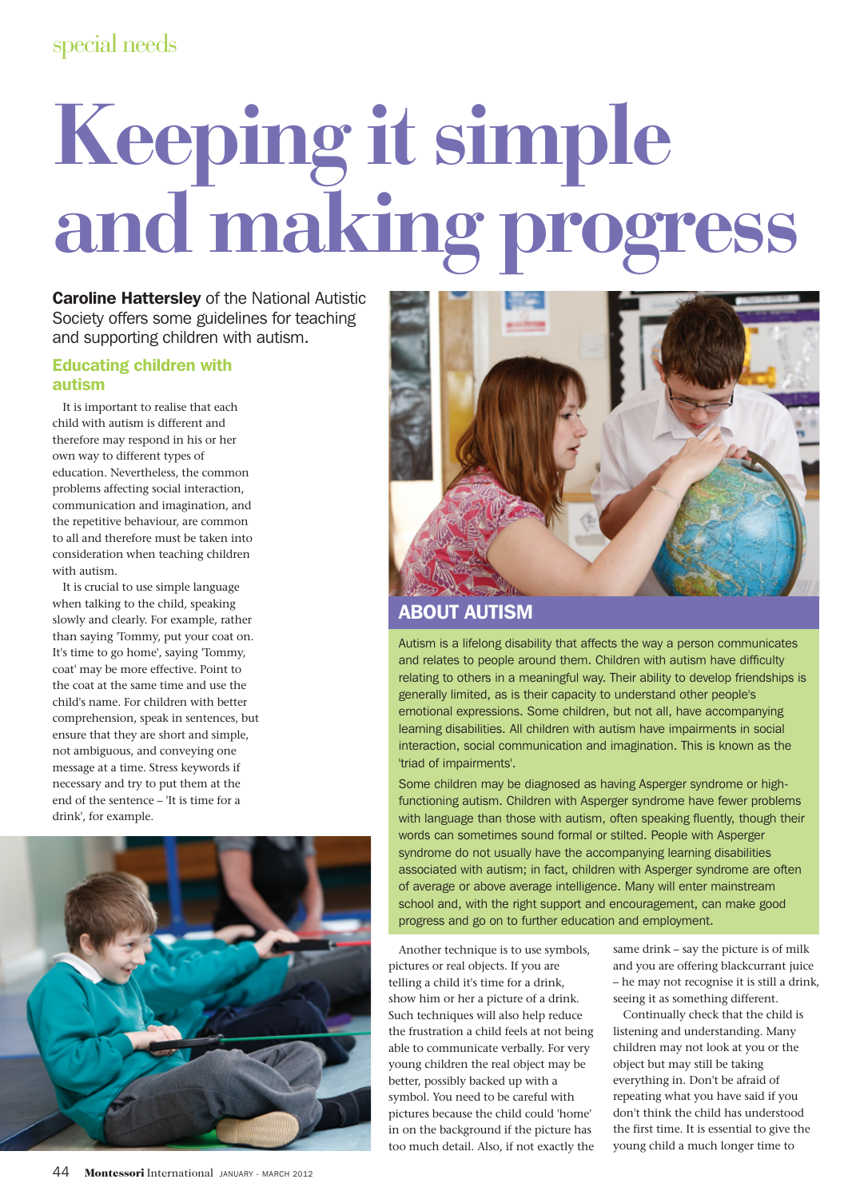# Keeping it simple and making progress

**Caroline Hattersley** of the National Autistic Society offers some guidelines for teaching and supporting children with autism.

## Educating children with autism

It is important to realise that each child with autism is different and therefore may respond in his or her own way to different types of education. Nevertheless, the common problems affecting social interaction, communication and imagination, and the repetitive behaviour, are common to all and therefore must be taken into consideration when teaching children with autism.

It is crucial to use simple language when talking to the child, speaking slowly and clearly. For example, rather than saying 'Tommy, put your coat on. It's time to go home', saying 'Tommy, coat' may be more effective. Point to the coat at the same time and use the child's name. For children with better comprehension, speak in sentences, but ensure that they are short and simple, not ambiguous, and conveying one message at a time. Stress keywords if necessary and try to put them at the end of the sentence – 'It is time for a drink', for example.

## ABOUT AUTISM

Autism is a lifelong disability that affects the way a person communicates and relates to people around them. Children with autism have difficulty relating to others in a meaningful way. Their ability to develop friendships is generally limited, as is their capacity to understand other people's emotional expressions. Some children, but not all, have accompanying learning disabilities. All children with autism have impairments in social interaction, social communication and imagination. This is known as the 'triad of impairments'.

Some children may be diagnosed as having Asperger syndrome or high-functioning autism. Children with Asperger syndrome have fewer problems with language than those with autism, often speaking fluently, though their words can sometimes sound formal or stilted. People with Asperger syndrome do not usually have the accompanying learning disabilities associated with autism; in fact, children with Asperger syndrome are often of average or above average intelligence. Many will enter mainstream school and, with the right support and encouragement, can make good progress and go on to further education and employment.

Another technique is to use symbols, pictures or real objects. If you are telling a child it's time for a drink, show him or her a picture of a drink. Such techniques will also help reduce the frustration a child feels at not being able to communicate verbally. For very young children the real object may be better, possibly backed up with a symbol. You need to be careful with pictures because the child could 'home' in on the background if the picture has too much detail. Also, if not exactly the same drink – say the picture is of milk and you are offering blackcurrant juice – he may not recognise it is still a drink, seeing it as something different.

Continually check that the child is listening and understanding. Many children may not look at you or the object but may still be taking everything in. Don't be afraid of repeating what you have said if you don't think the child has understood the first time. It is essential to give the young child a much longer time to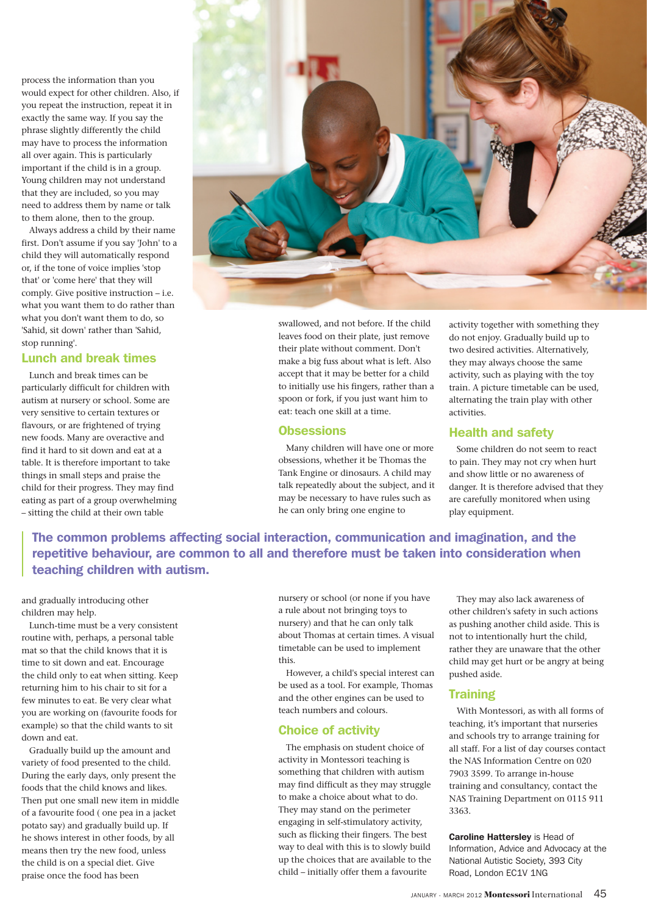process the information than you would expect for other children. Also, if you repeat the instruction, repeat it in exactly the same way. If you say the phrase slightly differently the child may have to process the information all over again. This is particularly important if the child is in a group. Young children may not understand that they are included, so you may need to address them by name or talk to them alone, then to the group.

Always address a child by their name first. Don't assume if you say 'John' to a child they will automatically respond or, if the tone of voice implies 'stop that' or 'come here' that they will comply. Give positive instruction – i.e. what you want them to do rather than what you don't want them to do, so 'Sahid, sit down' rather than 'Sahid, stop running'.

## Lunch and break times

Lunch and break times can be particularly difficult for children with autism at nursery or school. Some are very sensitive to certain textures or flavours, or are frightened of trying new foods. Many are overactive and find it hard to sit down and eat at a table. It is therefore important to take things in small steps and praise the child for their progress. They may find eating as part of a group overwhelming – sitting the child at their own table and gradually introducing other children may help.

Lunch-time must be a very consistent routine with, perhaps, a personal table mat so that the child knows that it is time to sit down and eat. Encourage the child only to eat when sitting. Keep returning him to his chair to sit for a few minutes to eat. Be very clear what you are working on (favourite foods for example) so that the child wants to sit down and eat.

Gradually build up the amount and variety of food presented to the child. During the early days, only present the foods that the child knows and likes. Then put one small new item in middle of a favourite food ( one pea in a jacket potato say) and gradually build up. If he shows interest in other foods, by all means then try the new food, unless the child is on a special diet. Give praise once the food has been swallowed, and not before. If the child leaves food on their plate, just remove their plate without comment. Don't make a big fuss about what is left. Also accept that it may be better for a child to initially use his fingers, rather than a spoon or fork, if you just want him to eat: teach one skill at a time.

## Obsessions

Many children will have one or more obsessions, whether it be Thomas the Tank Engine or dinosaurs. A child may talk repeatedly about the subject, and it may be necessary to have rules such as he can only bring one engine to nursery or school (or none if you have a rule about not bringing toys to nursery) and that he can only talk about Thomas at certain times. A visual timetable can be used to implement this.

However, a child's special interest can be used as a tool. For example, Thomas and the other engines can be used to teach numbers and colours.

## Choice of activity

The emphasis on student choice of activity in Montessori teaching is something that children with autism may find difficult as they may struggle to make a choice about what to do. They may stand on the perimeter engaging in self-stimulatory activity, such as flicking their fingers. The best way to deal with this is to slowly build up the choices that are available to the child – initially offer them a favourite activity together with something they do not enjoy. Gradually build up to two desired activities. Alternatively, they may always choose the same activity, such as playing with the toy train. A picture timetable can be used, alternating the train play with other activities.

## Health and safety

Some children do not seem to react to pain. They may not cry when hurt and show little or no awareness of danger. It is therefore advised that they are carefully monitored when using play equipment.

They may also lack awareness of other children's safety in such actions as pushing another child aside. This is not to intentionally hurt the child, rather they are unaware that the other child may get hurt or be angry at being pushed aside.

**The common problems affecting social interaction, communication and imagination, and the repetitive behaviour, are common to all and therefore must be taken into consideration when teaching children with autism.**

## Training

With Montessori, as with all forms of teaching, it's important that nurseries and schools try to arrange training for all staff. For a list of day courses contact the NAS Information Centre on 020 7903 3599. To arrange in-house training and consultancy, contact the NAS Training Department on 0115 911 3363.

**Caroline Hattersley** is Head of Information, Advice and Advocacy at the National Autistic Society, 393 City Road, London EC1V 1NG